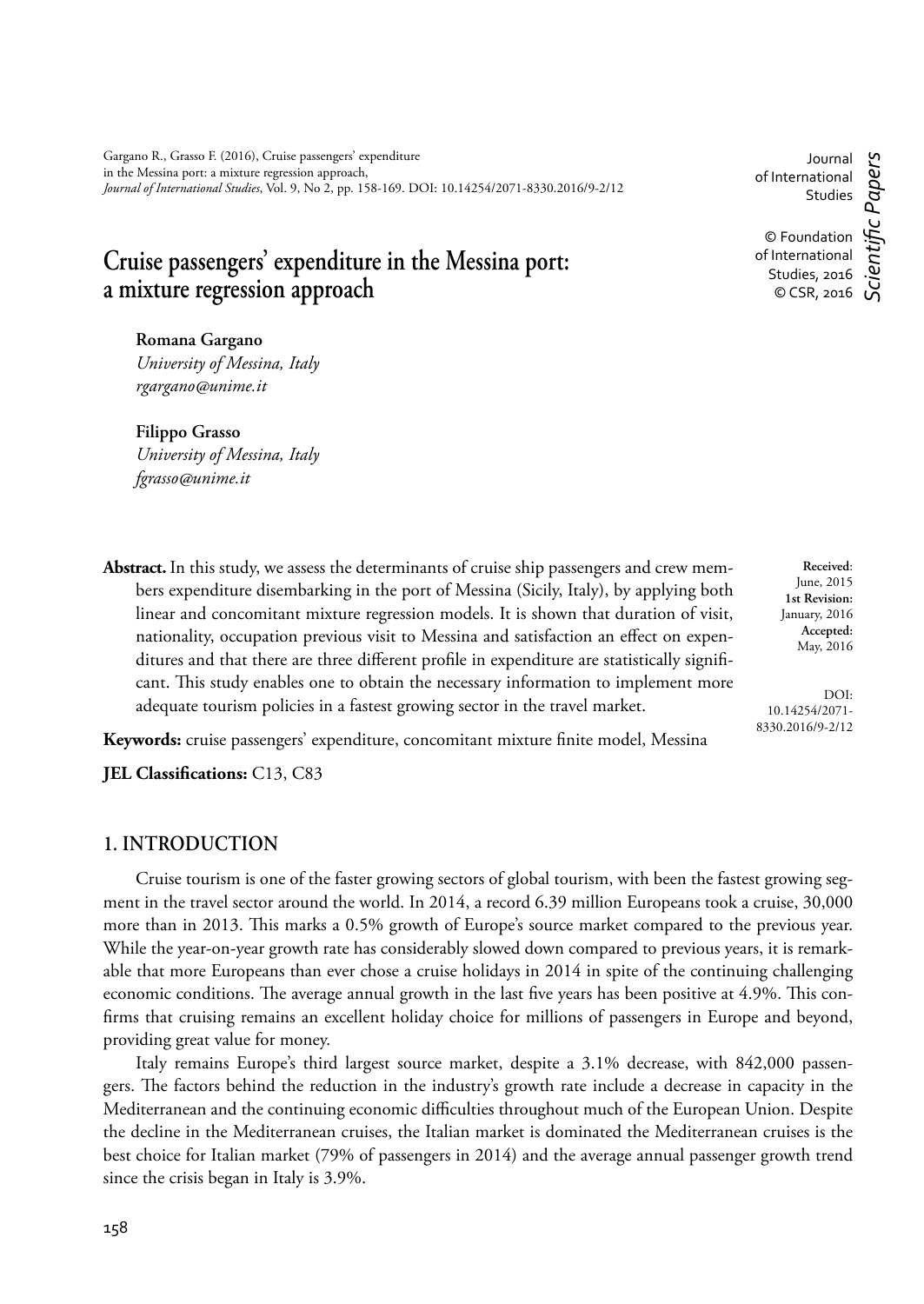Gargano R., Grasso F. (2016), Cruise passengers' expenditure in the Messina port: a mixture regression approach, *Journal of International Studies*, Vol. 9, No 2, pp. 158-169. DOI: 10.14254/2071-8330.2016/9-2/12

Journal of International Studies

© Foundation of International Studies, 2016
© CSR, 2016

*Scientific Papers*

# Cruise passengers' expenditure in the Messina port: a mixture regression approach

**Romana Gargano**
*University of Messina, Italy*
*rgargano@unime.it*

**Filippo Grasso**
*University of Messina, Italy*
*fgrasso@unime.it*

**Abstract.** In this study, we assess the determinants of cruise ship passengers and crew members expenditure disembarking in the port of Messina (Sicily, Italy), by applying both linear and concomitant mixture regression models. It is shown that duration of visit, nationality, occupation previous visit to Messina and satisfaction an effect on expenditures and that there are three different profile in expenditure are statistically significant. This study enables one to obtain the necessary information to implement more adequate tourism policies in a fastest growing sector in the travel market.

**Received**: June, 2015
**1st Revision:** January, 2016
**Accepted:** May, 2016

DOI: 10.14254/2071-8330.2016/9-2/12

**Keywords:** cruise passengers' expenditure, concomitant mixture finite model, Messina

**JEL Classifications:** C13, C83

## 1. INTRODUCTION

Cruise tourism is one of the faster growing sectors of global tourism, with been the fastest growing segment in the travel sector around the world. In 2014, a record 6.39 million Europeans took a cruise, 30,000 more than in 2013. This marks a 0.5% growth of Europe's source market compared to the previous year. While the year-on-year growth rate has considerably slowed down compared to previous years, it is remarkable that more Europeans than ever chose a cruise holidays in 2014 in spite of the continuing challenging economic conditions. The average annual growth in the last five years has been positive at 4.9%. This confirms that cruising remains an excellent holiday choice for millions of passengers in Europe and beyond, providing great value for money.

Italy remains Europe's third largest source market, despite a 3.1% decrease, with 842,000 passengers. The factors behind the reduction in the industry's growth rate include a decrease in capacity in the Mediterranean and the continuing economic difficulties throughout much of the European Union. Despite the decline in the Mediterranean cruises, the Italian market is dominated the Mediterranean cruises is the best choice for Italian market (79% of passengers in 2014) and the average annual passenger growth trend since the crisis began in Italy is 3.9%.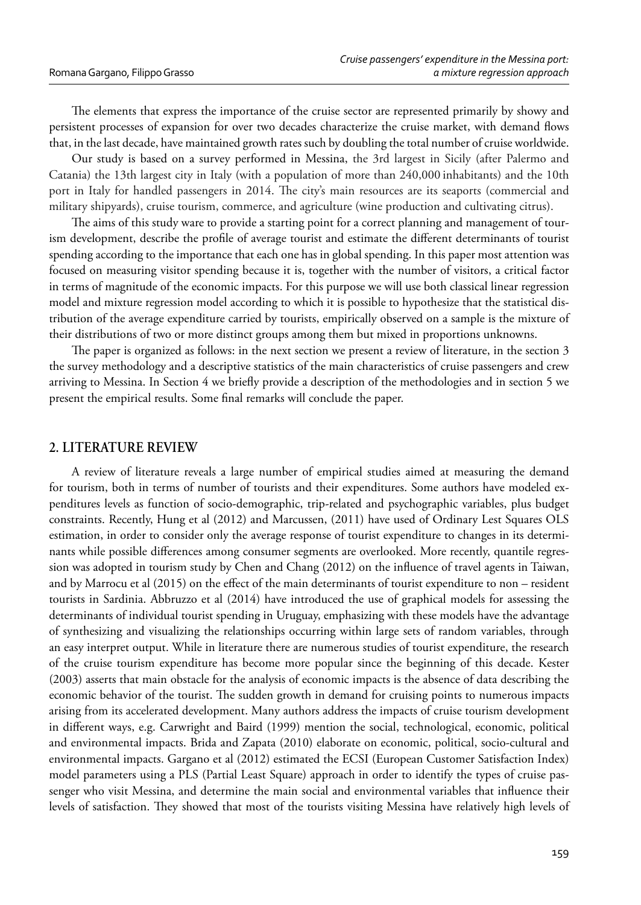The elements that express the importance of the cruise sector are represented primarily by showy and persistent processes of expansion for over two decades characterize the cruise market, with demand flows that, in the last decade, have maintained growth rates such by doubling the total number of cruise worldwide.

Our study is based on a survey performed in Messina, the 3rd largest in Sicily (after Palermo and Catania) the 13th largest city in Italy (with a population of more than 240,000 inhabitants) and the 10th port in Italy for handled passengers in 2014. The city's main resources are its seaports (commercial and military shipyards), cruise tourism, commerce, and agriculture (wine production and cultivating citrus).

The aims of this study ware to provide a starting point for a correct planning and management of tourism development, describe the profile of average tourist and estimate the different determinants of tourist spending according to the importance that each one has in global spending. In this paper most attention was focused on measuring visitor spending because it is, together with the number of visitors, a critical factor in terms of magnitude of the economic impacts. For this purpose we will use both classical linear regression model and mixture regression model according to which it is possible to hypothesize that the statistical distribution of the average expenditure carried by tourists, empirically observed on a sample is the mixture of their distributions of two or more distinct groups among them but mixed in proportions unknowns.

The paper is organized as follows: in the next section we present a review of literature, in the section 3 the survey methodology and a descriptive statistics of the main characteristics of cruise passengers and crew arriving to Messina. In Section 4 we briefly provide a description of the methodologies and in section 5 we present the empirical results. Some final remarks will conclude the paper.

## 2. LITERATURE REVIEW

A review of literature reveals a large number of empirical studies aimed at measuring the demand for tourism, both in terms of number of tourists and their expenditures. Some authors have modeled expenditures levels as function of socio-demographic, trip-related and psychographic variables, plus budget constraints. Recently, Hung et al (2012) and Marcussen, (2011) have used of Ordinary Lest Squares OLS estimation, in order to consider only the average response of tourist expenditure to changes in its determinants while possible differences among consumer segments are overlooked. More recently, quantile regression was adopted in tourism study by Chen and Chang (2012) on the influence of travel agents in Taiwan, and by Marrocu et al (2015) on the effect of the main determinants of tourist expenditure to non – resident tourists in Sardinia. Abbruzzo et al (2014) have introduced the use of graphical models for assessing the determinants of individual tourist spending in Uruguay, emphasizing with these models have the advantage of synthesizing and visualizing the relationships occurring within large sets of random variables, through an easy interpret output. While in literature there are numerous studies of tourist expenditure, the research of the cruise tourism expenditure has become more popular since the beginning of this decade. Kester (2003) asserts that main obstacle for the analysis of economic impacts is the absence of data describing the economic behavior of the tourist. The sudden growth in demand for cruising points to numerous impacts arising from its accelerated development. Many authors address the impacts of cruise tourism development in different ways, e.g. Carwright and Baird (1999) mention the social, technological, economic, political and environmental impacts. Brida and Zapata (2010) elaborate on economic, political, socio-cultural and environmental impacts. Gargano et al (2012) estimated the ECSI (European Customer Satisfaction Index) model parameters using a PLS (Partial Least Square) approach in order to identify the types of cruise passenger who visit Messina, and determine the main social and environmental variables that influence their levels of satisfaction. They showed that most of the tourists visiting Messina have relatively high levels of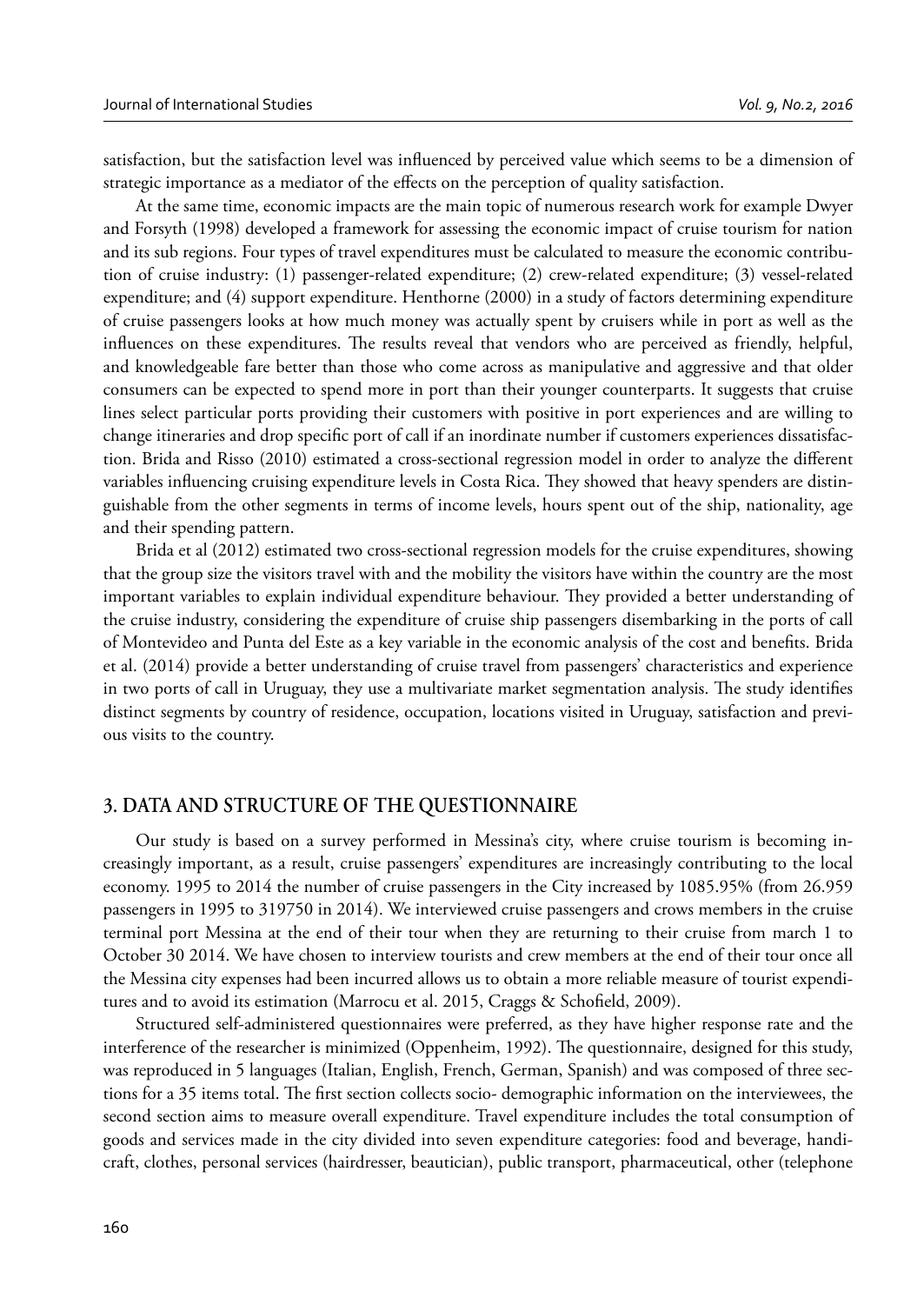satisfaction, but the satisfaction level was influenced by perceived value which seems to be a dimension of strategic importance as a mediator of the effects on the perception of quality satisfaction.

At the same time, economic impacts are the main topic of numerous research work for example Dwyer and Forsyth (1998) developed a framework for assessing the economic impact of cruise tourism for nation and its sub regions. Four types of travel expenditures must be calculated to measure the economic contribution of cruise industry: (1) passenger-related expenditure; (2) crew-related expenditure; (3) vessel-related expenditure; and (4) support expenditure. Henthorne (2000) in a study of factors determining expenditure of cruise passengers looks at how much money was actually spent by cruisers while in port as well as the influences on these expenditures. The results reveal that vendors who are perceived as friendly, helpful, and knowledgeable fare better than those who come across as manipulative and aggressive and that older consumers can be expected to spend more in port than their younger counterparts. It suggests that cruise lines select particular ports providing their customers with positive in port experiences and are willing to change itineraries and drop specific port of call if an inordinate number if customers experiences dissatisfaction. Brida and Risso (2010) estimated a cross-sectional regression model in order to analyze the different variables influencing cruising expenditure levels in Costa Rica. They showed that heavy spenders are distinguishable from the other segments in terms of income levels, hours spent out of the ship, nationality, age and their spending pattern.

Brida et al (2012) estimated two cross-sectional regression models for the cruise expenditures, showing that the group size the visitors travel with and the mobility the visitors have within the country are the most important variables to explain individual expenditure behaviour. They provided a better understanding of the cruise industry, considering the expenditure of cruise ship passengers disembarking in the ports of call of Montevideo and Punta del Este as a key variable in the economic analysis of the cost and benefits. Brida et al. (2014) provide a better understanding of cruise travel from passengers' characteristics and experience in two ports of call in Uruguay, they use a multivariate market segmentation analysis. The study identifies distinct segments by country of residence, occupation, locations visited in Uruguay, satisfaction and previous visits to the country.

## 3. DATA AND STRUCTURE OF THE QUESTIONNAIRE

Our study is based on a survey performed in Messina's city, where cruise tourism is becoming increasingly important, as a result, cruise passengers' expenditures are increasingly contributing to the local economy. 1995 to 2014 the number of cruise passengers in the City increased by 1085.95% (from 26.959 passengers in 1995 to 319750 in 2014). We interviewed cruise passengers and crows members in the cruise terminal port Messina at the end of their tour when they are returning to their cruise from march 1 to October 30 2014. We have chosen to interview tourists and crew members at the end of their tour once all the Messina city expenses had been incurred allows us to obtain a more reliable measure of tourist expenditures and to avoid its estimation (Marrocu et al. 2015, Craggs & Schofield, 2009).

Structured self-administered questionnaires were preferred, as they have higher response rate and the interference of the researcher is minimized (Oppenheim, 1992). The questionnaire, designed for this study, was reproduced in 5 languages (Italian, English, French, German, Spanish) and was composed of three sections for a 35 items total. The first section collects socio- demographic information on the interviewees, the second section aims to measure overall expenditure. Travel expenditure includes the total consumption of goods and services made in the city divided into seven expenditure categories: food and beverage, handicraft, clothes, personal services (hairdresser, beautician), public transport, pharmaceutical, other (telephone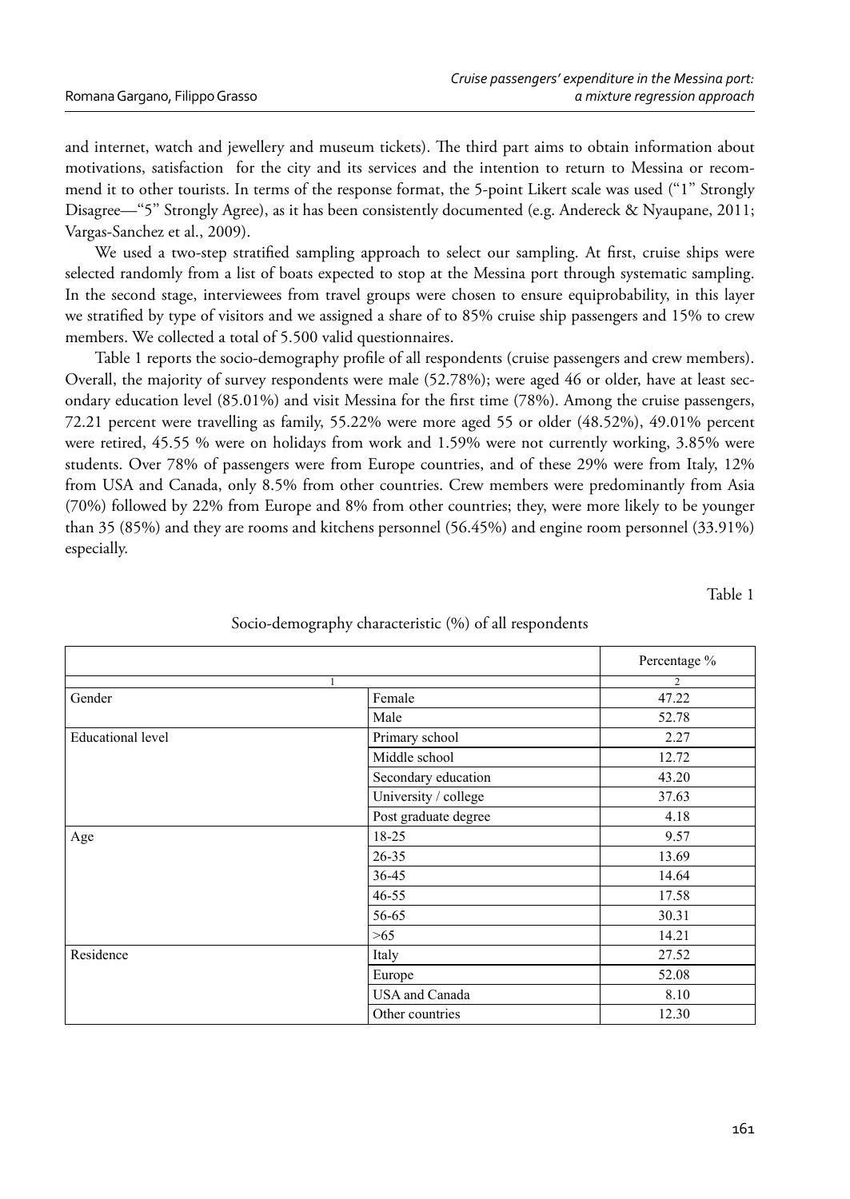and internet, watch and jewellery and museum tickets). The third part aims to obtain information about motivations, satisfaction for the city and its services and the intention to return to Messina or recommend it to other tourists. In terms of the response format, the 5-point Likert scale was used ("1" Strongly Disagree—"5" Strongly Agree), as it has been consistently documented (e.g. Andereck & Nyaupane, 2011; Vargas-Sanchez et al., 2009).

We used a two-step stratified sampling approach to select our sampling. At first, cruise ships were selected randomly from a list of boats expected to stop at the Messina port through systematic sampling. In the second stage, interviewees from travel groups were chosen to ensure equiprobability, in this layer we stratified by type of visitors and we assigned a share of to 85% cruise ship passengers and 15% to crew members. We collected a total of 5.500 valid questionnaires.

Table 1 reports the socio-demography profile of all respondents (cruise passengers and crew members). Overall, the majority of survey respondents were male (52.78%); were aged 46 or older, have at least secondary education level (85.01%) and visit Messina for the first time (78%). Among the cruise passengers, 72.21 percent were travelling as family, 55.22% were more aged 55 or older (48.52%), 49.01% percent were retired, 45.55 % were on holidays from work and 1.59% were not currently working, 3.85% were students. Over 78% of passengers were from Europe countries, and of these 29% were from Italy, 12% from USA and Canada, only 8.5% from other countries. Crew members were predominantly from Asia (70%) followed by 22% from Europe and 8% from other countries; they, were more likely to be younger than 35 (85%) and they are rooms and kitchens personnel (56.45%) and engine room personnel (33.91%) especially.

Table 1

Socio-demography characteristic (%) of all respondents

| | | Percentage % |
|---|---|---|
| 1 | | 2 |
| Gender | Female | 47.22 |
| | Male | 52.78 |
| Educational level | Primary school | 2.27 |
| | Middle school | 12.72 |
| | Secondary education | 43.20 |
| | University / college | 37.63 |
| | Post graduate degree | 4.18 |
| Age | 18-25 | 9.57 |
| | 26-35 | 13.69 |
| | 36-45 | 14.64 |
| | 46-55 | 17.58 |
| | 56-65 | 30.31 |
| | >65 | 14.21 |
| Residence | Italy | 27.52 |
| | Europe | 52.08 |
| | USA and Canada | 8.10 |
| | Other countries | 12.30 |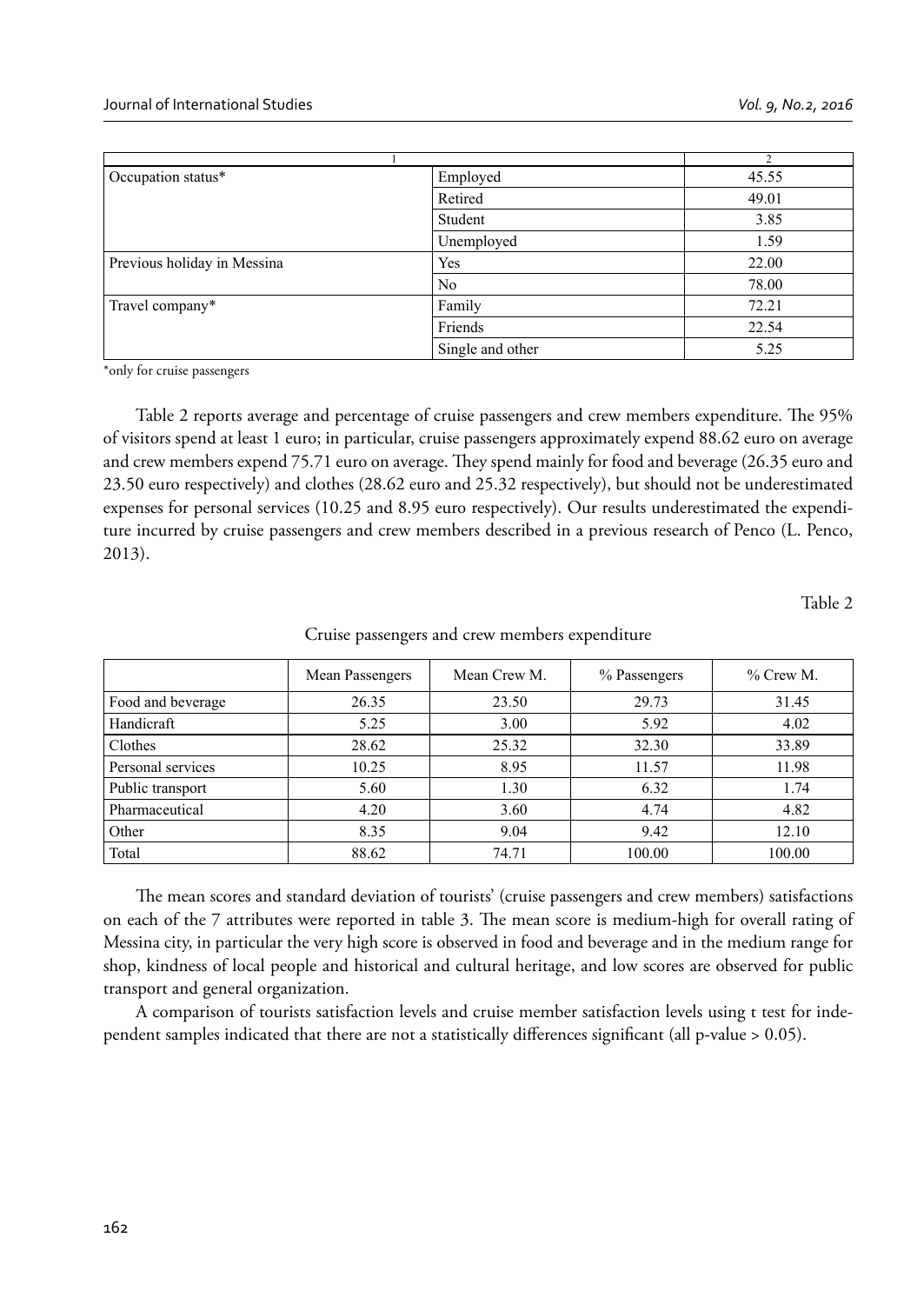| 1 | | 2 |
|---|---|---|
| Occupation status* | Employed | 45.55 |
| | Retired | 49.01 |
| | Student | 3.85 |
| | Unemployed | 1.59 |
| Previous holiday in Messina | Yes | 22.00 |
| | No | 78.00 |
| Travel company* | Family | 72.21 |
| | Friends | 22.54 |
| | Single and other | 5.25 |

*only for cruise passengers

Table 2 reports average and percentage of cruise passengers and crew members expenditure. The 95% of visitors spend at least 1 euro; in particular, cruise passengers approximately expend 88.62 euro on average and crew members expend 75.71 euro on average. They spend mainly for food and beverage (26.35 euro and 23.50 euro respectively) and clothes (28.62 euro and 25.32 respectively), but should not be underestimated expenses for personal services (10.25 and 8.95 euro respectively). Our results underestimated the expenditure incurred by cruise passengers and crew members described in a previous research of Penco (L. Penco, 2013).

Table 2

Cruise passengers and crew members expenditure

| | Mean Passengers | Mean Crew M. | % Passengers | % Crew M. |
|---|---|---|---|---|
| Food and beverage | 26.35 | 23.50 | 29.73 | 31.45 |
| Handicraft | 5.25 | 3.00 | 5.92 | 4.02 |
| Clothes | 28.62 | 25.32 | 32.30 | 33.89 |
| Personal services | 10.25 | 8.95 | 11.57 | 11.98 |
| Public transport | 5.60 | 1.30 | 6.32 | 1.74 |
| Pharmaceutical | 4.20 | 3.60 | 4.74 | 4.82 |
| Other | 8.35 | 9.04 | 9.42 | 12.10 |
| Total | 88.62 | 74.71 | 100.00 | 100.00 |

The mean scores and standard deviation of tourists' (cruise passengers and crew members) satisfactions on each of the 7 attributes were reported in table 3. The mean score is medium-high for overall rating of Messina city, in particular the very high score is observed in food and beverage and in the medium range for shop, kindness of local people and historical and cultural heritage, and low scores are observed for public transport and general organization.

A comparison of tourists satisfaction levels and cruise member satisfaction levels using t test for independent samples indicated that there are not a statistically differences significant (all p-value > 0.05).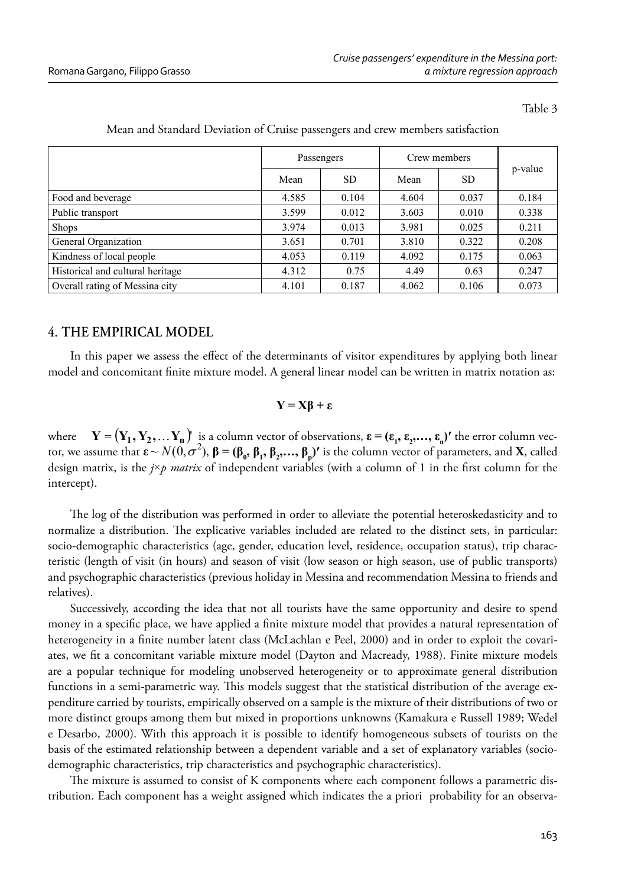Table 3

Mean and Standard Deviation of Cruise passengers and crew members satisfaction

| | Passengers | | Crew members | | p-value |
|---|---|---|---|---|---|
| | Mean | SD | Mean | SD | |
| Food and beverage | 4.585 | 0.104 | 4.604 | 0.037 | 0.184 |
| Public transport | 3.599 | 0.012 | 3.603 | 0.010 | 0.338 |
| Shops | 3.974 | 0.013 | 3.981 | 0.025 | 0.211 |
| General Organization | 3.651 | 0.701 | 3.810 | 0.322 | 0.208 |
| Kindness of local people | 4.053 | 0.119 | 4.092 | 0.175 | 0.063 |
| Historical and cultural heritage | 4.312 | 0.75 | 4.49 | 0.63 | 0.247 |
| Overall rating of Messina city | 4.101 | 0.187 | 4.062 | 0.106 | 0.073 |

## 4. THE EMPIRICAL MODEL

In this paper we assess the effect of the determinants of visitor expenditures by applying both linear model and concomitant finite mixture model. A general linear model can be written in matrix notation as:

$$\mathbf{Y} = \mathbf{X\beta} + \boldsymbol{\varepsilon}$$

where $\mathbf{Y} = (\mathbf{Y_1}, \mathbf{Y_2}, \ldots \mathbf{Y_n})'$ is a column vector of observations, $\boldsymbol{\varepsilon} = (\boldsymbol{\varepsilon}_1, \boldsymbol{\varepsilon}_2, \ldots, \boldsymbol{\varepsilon}_n)'$ the error column vector, we assume that $\boldsymbol{\varepsilon} \sim N(0, \sigma^2)$, $\boldsymbol{\beta} = (\boldsymbol{\beta}_0, \boldsymbol{\beta}_1, \boldsymbol{\beta}_2, \ldots, \boldsymbol{\beta}_p)'$ is the column vector of parameters, and $\mathbf{X}$, called design matrix, is the *j×p matrix* of independent variables (with a column of 1 in the first column for the intercept).

The log of the distribution was performed in order to alleviate the potential heteroskedasticity and to normalize a distribution. The explicative variables included are related to the distinct sets, in particular: socio-demographic characteristics (age, gender, education level, residence, occupation status), trip characteristic (length of visit (in hours) and season of visit (low season or high season, use of public transports) and psychographic characteristics (previous holiday in Messina and recommendation Messina to friends and relatives).

Successively, according the idea that not all tourists have the same opportunity and desire to spend money in a specific place, we have applied a finite mixture model that provides a natural representation of heterogeneity in a finite number latent class (McLachlan e Peel, 2000) and in order to exploit the covariates, we fit a concomitant variable mixture model (Dayton and Macready, 1988). Finite mixture models are a popular technique for modeling unobserved heterogeneity or to approximate general distribution functions in a semi-parametric way. This models suggest that the statistical distribution of the average expenditure carried by tourists, empirically observed on a sample is the mixture of their distributions of two or more distinct groups among them but mixed in proportions unknowns (Kamakura e Russell 1989; Wedel e Desarbo, 2000). With this approach it is possible to identify homogeneous subsets of tourists on the basis of the estimated relationship between a dependent variable and a set of explanatory variables (socio-demographic characteristics, trip characteristics and psychographic characteristics).

The mixture is assumed to consist of K components where each component follows a parametric distribution. Each component has a weight assigned which indicates the a priori probability for an observa-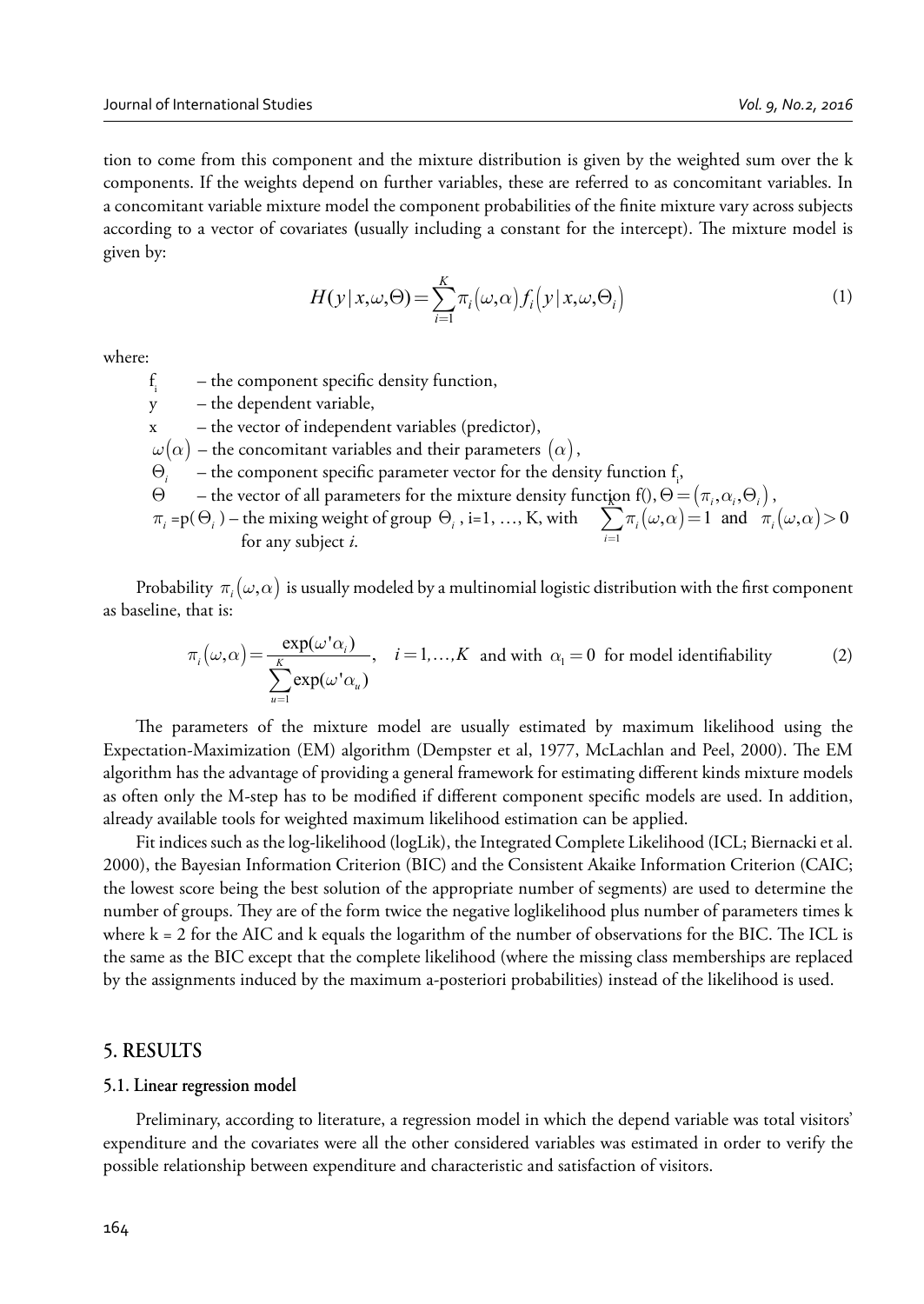tion to come from this component and the mixture distribution is given by the weighted sum over the k components. If the weights depend on further variables, these are referred to as concomitant variables. In a concomitant variable mixture model the component probabilities of the finite mixture vary across subjects according to a vector of covariates (usually including a constant for the intercept). The mixture model is given by:

$$H(y|x,\omega,\Theta)=\sum_{i=1}^{K}\pi_i(\omega,\alpha)f_i(y|x,\omega,\Theta_i) \tag{1}$$

where:

- $f_i$ – the component specific density function,
- $y$ – the dependent variable,
- $x$ – the vector of independent variables (predictor),
- $\omega(\alpha)$ – the concomitant variables and their parameters $(\alpha)$,
- $\Theta_i$ – the component specific parameter vector for the density function $f_i$,
- $\Theta$ – the vector of all parameters for the mixture density function f(), $\Theta=(\pi_i,\alpha_i,\Theta_i)$,
- $\pi_i$ =p( $\Theta_i$ ) – the mixing weight of group $\Theta_i$ , i=1, …, K, with $\sum_{i=1}^{K}\pi_i(\omega,\alpha)=1$ and $\pi_i(\omega,\alpha)>0$ for any subject *i*.

Probability $\pi_i(\omega,\alpha)$ is usually modeled by a multinomial logistic distribution with the first component as baseline, that is:

$$\pi_i(\omega,\alpha)=\frac{\exp(\omega'\alpha_i)}{\sum_{u=1}^{K}\exp(\omega'\alpha_u)}, \quad i=1,\ldots,K \text{ and with } \alpha_1=0 \text{ for model identifiability} \tag{2}$$

The parameters of the mixture model are usually estimated by maximum likelihood using the Expectation-Maximization (EM) algorithm (Dempster et al, 1977, McLachlan and Peel, 2000). The EM algorithm has the advantage of providing a general framework for estimating different kinds mixture models as often only the M-step has to be modified if different component specific models are used. In addition, already available tools for weighted maximum likelihood estimation can be applied.

Fit indices such as the log-likelihood (logLik), the Integrated Complete Likelihood (ICL; Biernacki et al. 2000), the Bayesian Information Criterion (BIC) and the Consistent Akaike Information Criterion (CAIC; the lowest score being the best solution of the appropriate number of segments) are used to determine the number of groups. They are of the form twice the negative loglikelihood plus number of parameters times k where k = 2 for the AIC and k equals the logarithm of the number of observations for the BIC. The ICL is the same as the BIC except that the complete likelihood (where the missing class memberships are replaced by the assignments induced by the maximum a-posteriori probabilities) instead of the likelihood is used.

## 5. RESULTS

### 5.1. Linear regression model

Preliminary, according to literature, a regression model in which the depend variable was total visitors' expenditure and the covariates were all the other considered variables was estimated in order to verify the possible relationship between expenditure and characteristic and satisfaction of visitors.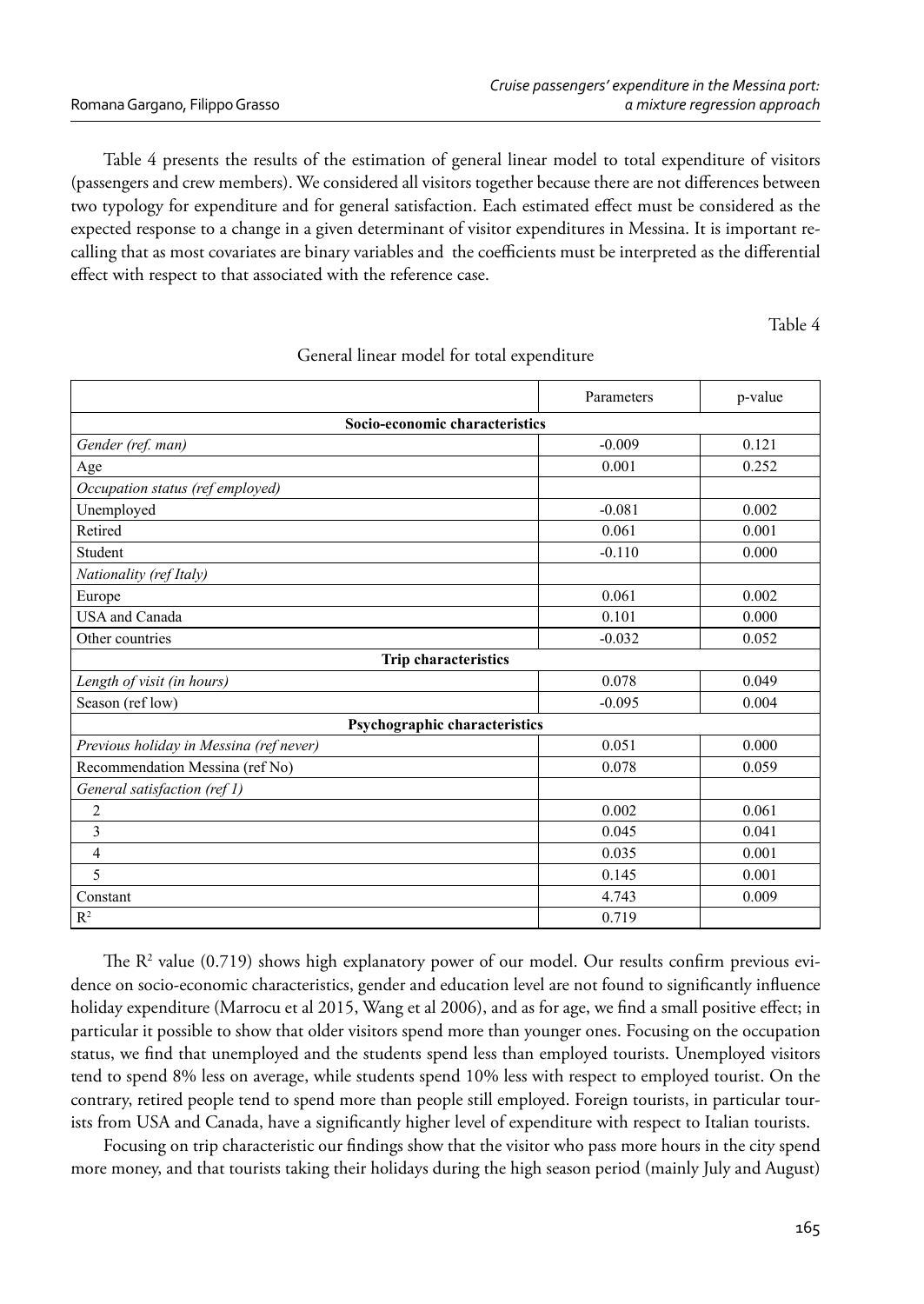Table 4 presents the results of the estimation of general linear model to total expenditure of visitors (passengers and crew members). We considered all visitors together because there are not differences between two typology for expenditure and for general satisfaction. Each estimated effect must be considered as the expected response to a change in a given determinant of visitor expenditures in Messina. It is important recalling that as most covariates are binary variables and the coefficients must be interpreted as the differential effect with respect to that associated with the reference case.

Table 4

General linear model for total expenditure

| | Parameters | p-value |
|---|---|---|
| **Socio-economic characteristics** | | |
| *Gender (ref. man)* | -0.009 | 0.121 |
| Age | 0.001 | 0.252 |
| *Occupation status (ref employed)* | | |
| Unemployed | -0.081 | 0.002 |
| Retired | 0.061 | 0.001 |
| Student | -0.110 | 0.000 |
| *Nationality (ref Italy)* | | |
| Europe | 0.061 | 0.002 |
| USA and Canada | 0.101 | 0.000 |
| Other countries | -0.032 | 0.052 |
| **Trip characteristics** | | |
| *Length of visit (in hours)* | 0.078 | 0.049 |
| Season (ref low) | -0.095 | 0.004 |
| **Psychographic characteristics** | | |
| *Previous holiday in Messina (ref never)* | 0.051 | 0.000 |
| Recommendation Messina (ref No) | 0.078 | 0.059 |
| *General satisfaction (ref 1)* | | |
| 2 | 0.002 | 0.061 |
| 3 | 0.045 | 0.041 |
| 4 | 0.035 | 0.001 |
| 5 | 0.145 | 0.001 |
| Constant | 4.743 | 0.009 |
| $R^2$ | 0.719 | |

The $R^2$ value (0.719) shows high explanatory power of our model. Our results confirm previous evidence on socio-economic characteristics, gender and education level are not found to significantly influence holiday expenditure (Marrocu et al 2015, Wang et al 2006), and as for age, we find a small positive effect; in particular it possible to show that older visitors spend more than younger ones. Focusing on the occupation status, we find that unemployed and the students spend less than employed tourists. Unemployed visitors tend to spend 8% less on average, while students spend 10% less with respect to employed tourist. On the contrary, retired people tend to spend more than people still employed. Foreign tourists, in particular tourists from USA and Canada, have a significantly higher level of expenditure with respect to Italian tourists.

Focusing on trip characteristic our findings show that the visitor who pass more hours in the city spend more money, and that tourists taking their holidays during the high season period (mainly July and August)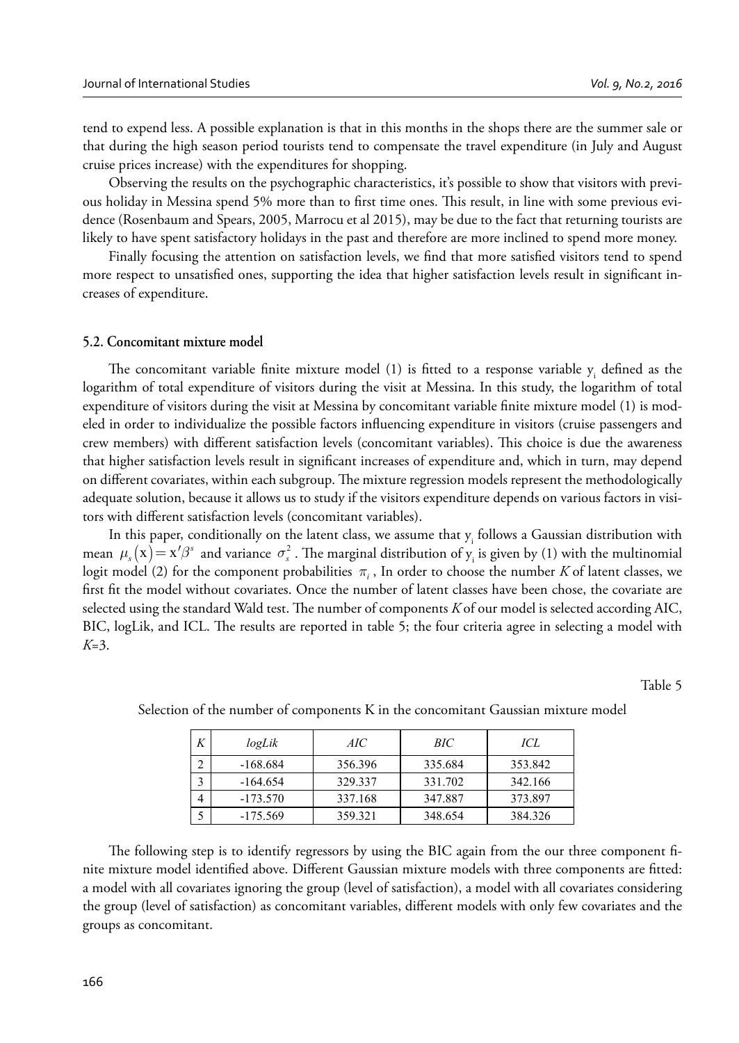tend to expend less. A possible explanation is that in this months in the shops there are the summer sale or that during the high season period tourists tend to compensate the travel expenditure (in July and August cruise prices increase) with the expenditures for shopping.

Observing the results on the psychographic characteristics, it's possible to show that visitors with previous holiday in Messina spend 5% more than to first time ones. This result, in line with some previous evidence (Rosenbaum and Spears, 2005, Marrocu et al 2015), may be due to the fact that returning tourists are likely to have spent satisfactory holidays in the past and therefore are more inclined to spend more money.

Finally focusing the attention on satisfaction levels, we find that more satisfied visitors tend to spend more respect to unsatisfied ones, supporting the idea that higher satisfaction levels result in significant increases of expenditure.

### 5.2. Concomitant mixture model

The concomitant variable finite mixture model (1) is fitted to a response variable $y_i$ defined as the logarithm of total expenditure of visitors during the visit at Messina. In this study, the logarithm of total expenditure of visitors during the visit at Messina by concomitant variable finite mixture model (1) is modeled in order to individualize the possible factors influencing expenditure in visitors (cruise passengers and crew members) with different satisfaction levels (concomitant variables). This choice is due the awareness that higher satisfaction levels result in significant increases of expenditure and, which in turn, may depend on different covariates, within each subgroup. The mixture regression models represent the methodologically adequate solution, because it allows us to study if the visitors expenditure depends on various factors in visitors with different satisfaction levels (concomitant variables).

In this paper, conditionally on the latent class, we assume that $y_i$ follows a Gaussian distribution with mean $\mu_s(\mathrm{x}) = \mathrm{x}'\beta^s$ and variance $\sigma_s^2$. The marginal distribution of $y_i$ is given by (1) with the multinomial logit model (2) for the component probabilities $\pi_i$, In order to choose the number *K* of latent classes, we first fit the model without covariates. Once the number of latent classes have been chose, the covariate are selected using the standard Wald test. The number of components *K* of our model is selected according AIC, BIC, logLik, and ICL. The results are reported in table 5; the four criteria agree in selecting a model with *K*=3.

Table 5

Selection of the number of components K in the concomitant Gaussian mixture model

| *K* | *logLik* | *AIC* | *BIC* | *ICL* |
|---|---|---|---|---|
| 2 | -168.684 | 356.396 | 335.684 | 353.842 |
| 3 | -164.654 | 329.337 | 331.702 | 342.166 |
| 4 | -173.570 | 337.168 | 347.887 | 373.897 |
| 5 | -175.569 | 359.321 | 348.654 | 384.326 |

The following step is to identify regressors by using the BIC again from the our three component finite mixture model identified above. Different Gaussian mixture models with three components are fitted: a model with all covariates ignoring the group (level of satisfaction), a model with all covariates considering the group (level of satisfaction) as concomitant variables, different models with only few covariates and the groups as concomitant.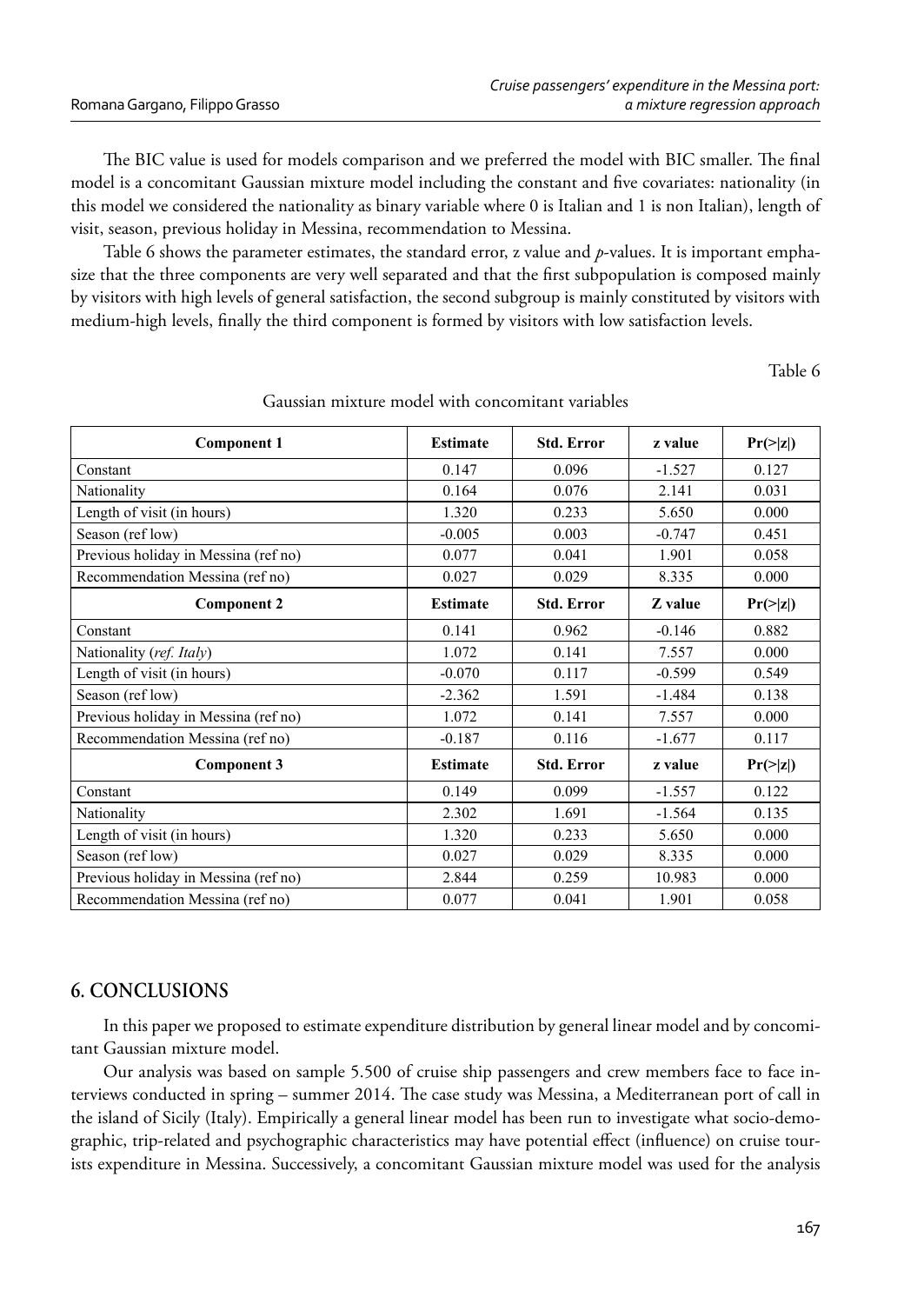The BIC value is used for models comparison and we preferred the model with BIC smaller. The final model is a concomitant Gaussian mixture model including the constant and five covariates: nationality (in this model we considered the nationality as binary variable where 0 is Italian and 1 is non Italian), length of visit, season, previous holiday in Messina, recommendation to Messina.

Table 6 shows the parameter estimates, the standard error, z value and *p*-values. It is important emphasize that the three components are very well separated and that the first subpopulation is composed mainly by visitors with high levels of general satisfaction, the second subgroup is mainly constituted by visitors with medium-high levels, finally the third component is formed by visitors with low satisfaction levels.

Table 6

Gaussian mixture model with concomitant variables

| **Component 1** | **Estimate** | **Std. Error** | **z value** | **Pr(>\|z\|)** |
|---|---|---|---|---|
| Constant | 0.147 | 0.096 | -1.527 | 0.127 |
| Nationality | 0.164 | 0.076 | 2.141 | 0.031 |
| Length of visit (in hours) | 1.320 | 0.233 | 5.650 | 0.000 |
| Season (ref low) | -0.005 | 0.003 | -0.747 | 0.451 |
| Previous holiday in Messina (ref no) | 0.077 | 0.041 | 1.901 | 0.058 |
| Recommendation Messina (ref no) | 0.027 | 0.029 | 8.335 | 0.000 |
| **Component 2** | **Estimate** | **Std. Error** | **Z value** | **Pr(>\|z\|)** |
| Constant | 0.141 | 0.962 | -0.146 | 0.882 |
| Nationality (*ref. Italy*) | 1.072 | 0.141 | 7.557 | 0.000 |
| Length of visit (in hours) | -0.070 | 0.117 | -0.599 | 0.549 |
| Season (ref low) | -2.362 | 1.591 | -1.484 | 0.138 |
| Previous holiday in Messina (ref no) | 1.072 | 0.141 | 7.557 | 0.000 |
| Recommendation Messina (ref no) | -0.187 | 0.116 | -1.677 | 0.117 |
| **Component 3** | **Estimate** | **Std. Error** | **z value** | **Pr(>\|z\|)** |
| Constant | 0.149 | 0.099 | -1.557 | 0.122 |
| Nationality | 2.302 | 1.691 | -1.564 | 0.135 |
| Length of visit (in hours) | 1.320 | 0.233 | 5.650 | 0.000 |
| Season (ref low) | 0.027 | 0.029 | 8.335 | 0.000 |
| Previous holiday in Messina (ref no) | 2.844 | 0.259 | 10.983 | 0.000 |
| Recommendation Messina (ref no) | 0.077 | 0.041 | 1.901 | 0.058 |

## 6. CONCLUSIONS

In this paper we proposed to estimate expenditure distribution by general linear model and by concomitant Gaussian mixture model.

Our analysis was based on sample 5.500 of cruise ship passengers and crew members face to face interviews conducted in spring – summer 2014. The case study was Messina, a Mediterranean port of call in the island of Sicily (Italy). Empirically a general linear model has been run to investigate what socio-demographic, trip-related and psychographic characteristics may have potential effect (influence) on cruise tourists expenditure in Messina. Successively, a concomitant Gaussian mixture model was used for the analysis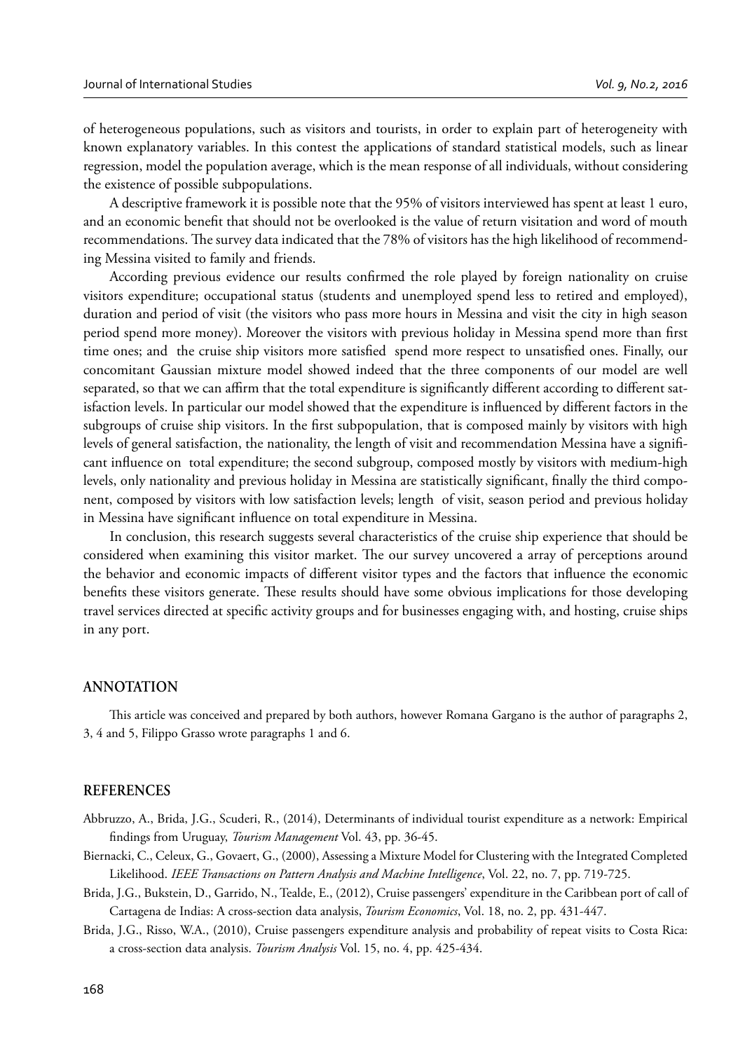of heterogeneous populations, such as visitors and tourists, in order to explain part of heterogeneity with known explanatory variables. In this contest the applications of standard statistical models, such as linear regression, model the population average, which is the mean response of all individuals, without considering the existence of possible subpopulations.

A descriptive framework it is possible note that the 95% of visitors interviewed has spent at least 1 euro, and an economic benefit that should not be overlooked is the value of return visitation and word of mouth recommendations. The survey data indicated that the 78% of visitors has the high likelihood of recommending Messina visited to family and friends.

According previous evidence our results confirmed the role played by foreign nationality on cruise visitors expenditure; occupational status (students and unemployed spend less to retired and employed), duration and period of visit (the visitors who pass more hours in Messina and visit the city in high season period spend more money). Moreover the visitors with previous holiday in Messina spend more than first time ones; and the cruise ship visitors more satisfied spend more respect to unsatisfied ones. Finally, our concomitant Gaussian mixture model showed indeed that the three components of our model are well separated, so that we can affirm that the total expenditure is significantly different according to different satisfaction levels. In particular our model showed that the expenditure is influenced by different factors in the subgroups of cruise ship visitors. In the first subpopulation, that is composed mainly by visitors with high levels of general satisfaction, the nationality, the length of visit and recommendation Messina have a significant influence on total expenditure; the second subgroup, composed mostly by visitors with medium-high levels, only nationality and previous holiday in Messina are statistically significant, finally the third component, composed by visitors with low satisfaction levels; length of visit, season period and previous holiday in Messina have significant influence on total expenditure in Messina.

In conclusion, this research suggests several characteristics of the cruise ship experience that should be considered when examining this visitor market. The our survey uncovered a array of perceptions around the behavior and economic impacts of different visitor types and the factors that influence the economic benefits these visitors generate. These results should have some obvious implications for those developing travel services directed at specific activity groups and for businesses engaging with, and hosting, cruise ships in any port.

## ANNOTATION

This article was conceived and prepared by both authors, however Romana Gargano is the author of paragraphs 2, 3, 4 and 5, Filippo Grasso wrote paragraphs 1 and 6.

## REFERENCES

Abbruzzo, A., Brida, J.G., Scuderi, R., (2014), Determinants of individual tourist expenditure as a network: Empirical findings from Uruguay, *Tourism Management* Vol. 43, pp. 36-45.

Biernacki, C., Celeux, G., Govaert, G., (2000), Assessing a Mixture Model for Clustering with the Integrated Completed Likelihood. *IEEE Transactions on Pattern Analysis and Machine Intelligence*, Vol. 22, no. 7, pp. 719-725.

Brida, J.G., Bukstein, D., Garrido, N., Tealde, E., (2012), Cruise passengers' expenditure in the Caribbean port of call of Cartagena de Indias: A cross-section data analysis, *Tourism Economics*, Vol. 18, no. 2, pp. 431-447.

Brida, J.G., Risso, W.A., (2010), Cruise passengers expenditure analysis and probability of repeat visits to Costa Rica: a cross-section data analysis. *Tourism Analysis* Vol. 15, no. 4, pp. 425-434.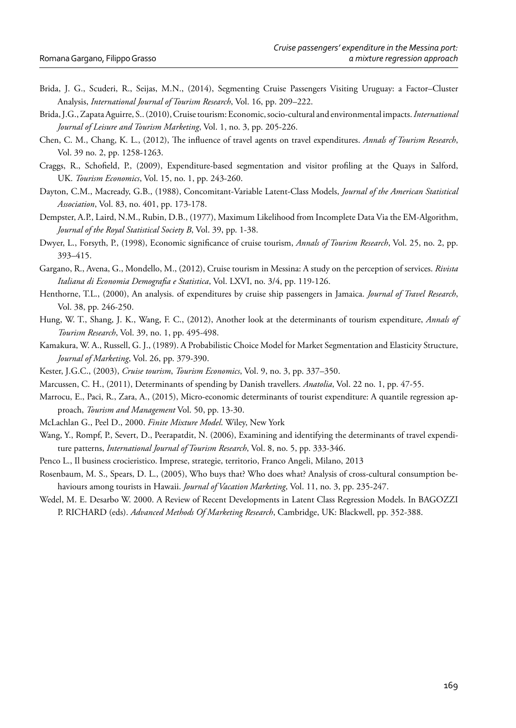Brida, J. G., Scuderi, R., Seijas, M.N., (2014), Segmenting Cruise Passengers Visiting Uruguay: a Factor–Cluster Analysis, *International Journal of Tourism Research*, Vol. 16, pp. 209–222.

Brida, J.G., Zapata Aguirre, S.. (2010), Cruise tourism: Economic, socio-cultural and environmental impacts. *International Journal of Leisure and Tourism Marketing*, Vol. 1, no. 3, pp. 205-226.

Chen, C. M., Chang, K. L., (2012), The influence of travel agents on travel expenditures. *Annals of Tourism Research*, Vol. 39 no. 2, pp. 1258-1263.

Craggs, R., Schofield, P., (2009), Expenditure-based segmentation and visitor profiling at the Quays in Salford, UK. *Tourism Economics*, Vol. 15, no. 1, pp. 243-260.

Dayton, C.M., Macready, G.B., (1988), Concomitant-Variable Latent-Class Models, *Journal of the American Statistical Association*, Vol. 83, no. 401, pp. 173-178.

Dempster, A.P., Laird, N.M., Rubin, D.B., (1977), Maximum Likelihood from Incomplete Data Via the EM-Algorithm, *Journal of the Royal Statistical Society B*, Vol. 39, pp. 1-38.

Dwyer, L., Forsyth, P., (1998), Economic significance of cruise tourism, *Annals of Tourism Research*, Vol. 25, no. 2, pp. 393–415.

Gargano, R., Avena, G., Mondello, M., (2012), Cruise tourism in Messina: A study on the perception of services. *Rivista Italiana di Economia Demografia e Statistica*, Vol. LXVI, no. 3/4, pp. 119-126.

Henthorne, T.L., (2000), An analysis. of expenditures by cruise ship passengers in Jamaica. *Journal of Travel Research*, Vol. 38, pp. 246-250.

Hung, W. T., Shang, J. K., Wang, F. C., (2012), Another look at the determinants of tourism expenditure, *Annals of Tourism Research*, Vol. 39, no. 1, pp. 495-498.

Kamakura, W. A., Russell, G. J., (1989). A Probabilistic Choice Model for Market Segmentation and Elasticity Structure, *Journal of Marketing*, Vol. 26, pp. 379-390.

Kester, J.G.C., (2003), *Cruise tourism*, *Tourism Economics*, Vol. 9, no. 3, pp. 337–350.

Marcussen, C. H., (2011), Determinants of spending by Danish travellers. *Anatolia*, Vol. 22 no. 1, pp. 47-55.

Marrocu, E., Paci, R., Zara, A., (2015), Micro-economic determinants of tourist expenditure: A quantile regression approach, *Tourism and Management* Vol. 50, pp. 13-30.

McLachlan G., Peel D., 2000. *Finite Mixture Model*. Wiley, New York

Wang, Y., Rompf, P., Severt, D., Peerapatdit, N. (2006), Examining and identifying the determinants of travel expenditure patterns, *International Journal of Tourism Research*, Vol. 8, no. 5, pp. 333-346.

Penco L., Il business crocieristico. Imprese, strategie, territorio, Franco Angeli, Milano, 2013

Rosenbaum, M. S., Spears, D. L., (2005), Who buys that? Who does what? Analysis of cross-cultural consumption behaviours among tourists in Hawaii. *Journal of Vacation Marketing*, Vol. 11, no. 3, pp. 235-247.

Wedel, M. E. Desarbo W. 2000. A Review of Recent Developments in Latent Class Regression Models. In BAGOZZI P. RICHARD (eds). *Advanced Methods Of Marketing Research*, Cambridge, UK: Blackwell, pp. 352-388.